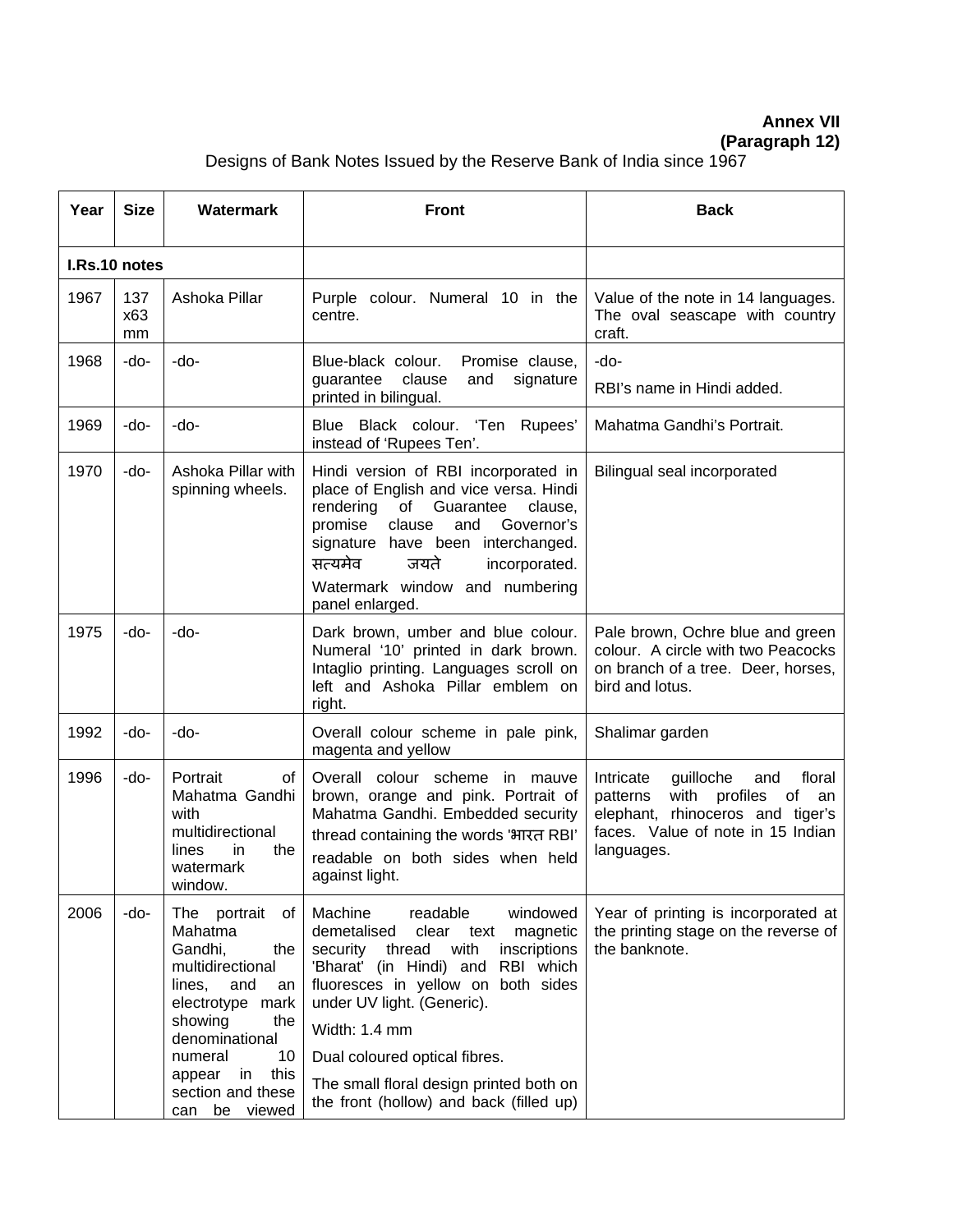**Annex VII**
**(Paragraph 12)**

Designs of Bank Notes Issued by the Reserve Bank of India since 1967

| Year | Size | Watermark | Front | Back |
|---|---|---|---|---|
| **I.Rs.10 notes** | | | | |
| 1967 | 137 x63 mm | Ashoka Pillar | Purple colour. Numeral 10 in the centre. | Value of the note in 14 languages. The oval seascape with country craft. |
| 1968 | -do- | -do- | Blue-black colour. Promise clause, guarantee clause and signature printed in bilingual. | -do- RBI's name in Hindi added. |
| 1969 | -do- | -do- | Blue Black colour. 'Ten Rupees' instead of 'Rupees Ten'. | Mahatma Gandhi's Portrait. |
| 1970 | -do- | Ashoka Pillar with spinning wheels. | Hindi version of RBI incorporated in place of English and vice versa. Hindi rendering of Guarantee clause, promise clause and Governor's signature have been interchanged. सत्यमेव जयते incorporated. Watermark window and numbering panel enlarged. | Bilingual seal incorporated |
| 1975 | -do- | -do- | Dark brown, umber and blue colour. Numeral '10' printed in dark brown. Intaglio printing. Languages scroll on left and Ashoka Pillar emblem on right. | Pale brown, Ochre blue and green colour. A circle with two Peacocks on branch of a tree. Deer, horses, bird and lotus. |
| 1992 | -do- | -do- | Overall colour scheme in pale pink, magenta and yellow | Shalimar garden |
| 1996 | -do- | Portrait of Mahatma Gandhi with multidirectional lines in the watermark window. | Overall colour scheme in mauve brown, orange and pink. Portrait of Mahatma Gandhi. Embedded security thread containing the words 'भारत RBI' readable on both sides when held against light. | Intricate guilloche and floral patterns with profiles of an elephant, rhinoceros and tiger's faces. Value of note in 15 Indian languages. |
| 2006 | -do- | The portrait of Mahatma Gandhi, the multidirectional lines, and an electrotype mark showing the denominational numeral 10 appear in this section and these can be viewed | Machine readable windowed demetalised clear text magnetic security thread with inscriptions 'Bharat' (in Hindi) and RBI which fluoresces in yellow on both sides under UV light. (Generic). Width: 1.4 mm Dual coloured optical fibres. The small floral design printed both on the front (hollow) and back (filled up) | Year of printing is incorporated at the printing stage on the reverse of the banknote. |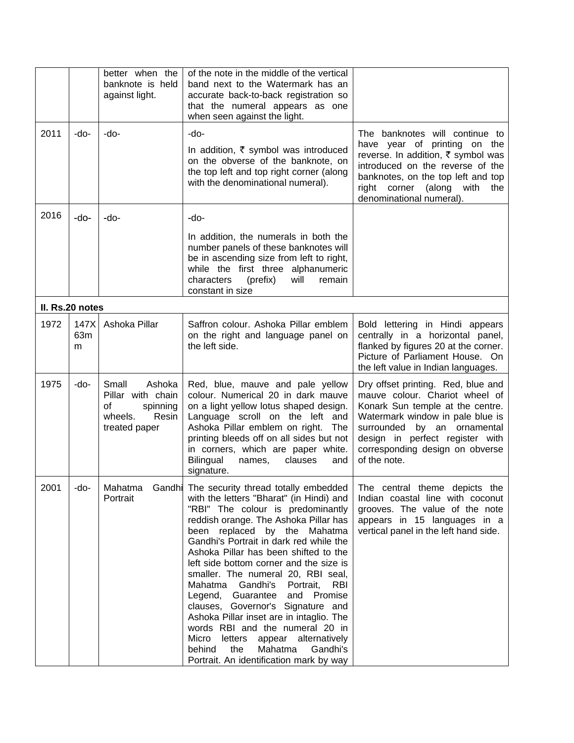| | | | | |
|---|---|---|---|---|
| | | better when the banknote is held against light. | of the note in the middle of the vertical band next to the Watermark has an accurate back-to-back registration so that the numeral appears as one when seen against the light. | |
| 2011 | -do- | -do- | -do-<br><br>In addition, ₹ symbol was introduced on the obverse of the banknote, on the top left and top right corner (along with the denominational numeral). | The banknotes will continue to have year of printing on the reverse. In addition, ₹ symbol was introduced on the reverse of the banknotes, on the top left and top right corner (along with the denominational numeral). |
| 2016 | -do- | -do- | -do-<br><br>In addition, the numerals in both the number panels of these banknotes will be in ascending size from left to right, while the first three alphanumeric characters (prefix) will remain constant in size | |
| **II. Rs.20 notes** | | | | |
| 1972 | 147X63mm | Ashoka Pillar | Saffron colour. Ashoka Pillar emblem on the right and language panel on the left side. | Bold lettering in Hindi appears centrally in a horizontal panel, flanked by figures 20 at the corner. Picture of Parliament House. On the left value in Indian languages. |
| 1975 | -do- | Small Ashoka Pillar with chain of spinning wheels. Resin treated paper | Red, blue, mauve and pale yellow colour. Numerical 20 in dark mauve on a light yellow lotus shaped design. Language scroll on the left and Ashoka Pillar emblem on right. The printing bleeds off on all sides but not in corners, which are paper white. Bilingual names, clauses and signature. | Dry offset printing. Red, blue and mauve colour. Chariot wheel of Konark Sun temple at the centre. Watermark window in pale blue is surrounded by an ornamental design in perfect register with corresponding design on obverse of the note. |
| 2001 | -do- | Mahatma Gandhi Portrait | The security thread totally embedded with the letters "Bharat" (in Hindi) and "RBI" The colour is predominantly reddish orange. The Ashoka Pillar has been replaced by the Mahatma Gandhi's Portrait in dark red while the Ashoka Pillar has been shifted to the left side bottom corner and the size is smaller. The numeral 20, RBI seal, Mahatma Gandhi's Portrait, RBI Legend, Guarantee and Promise clauses, Governor's Signature and Ashoka Pillar inset are in intaglio. The words RBI and the numeral 20 in Micro letters appear alternatively behind the Mahatma Gandhi's Portrait. An identification mark by way | The central theme depicts the Indian coastal line with coconut grooves. The value of the note appears in 15 languages in a vertical panel in the left hand side. |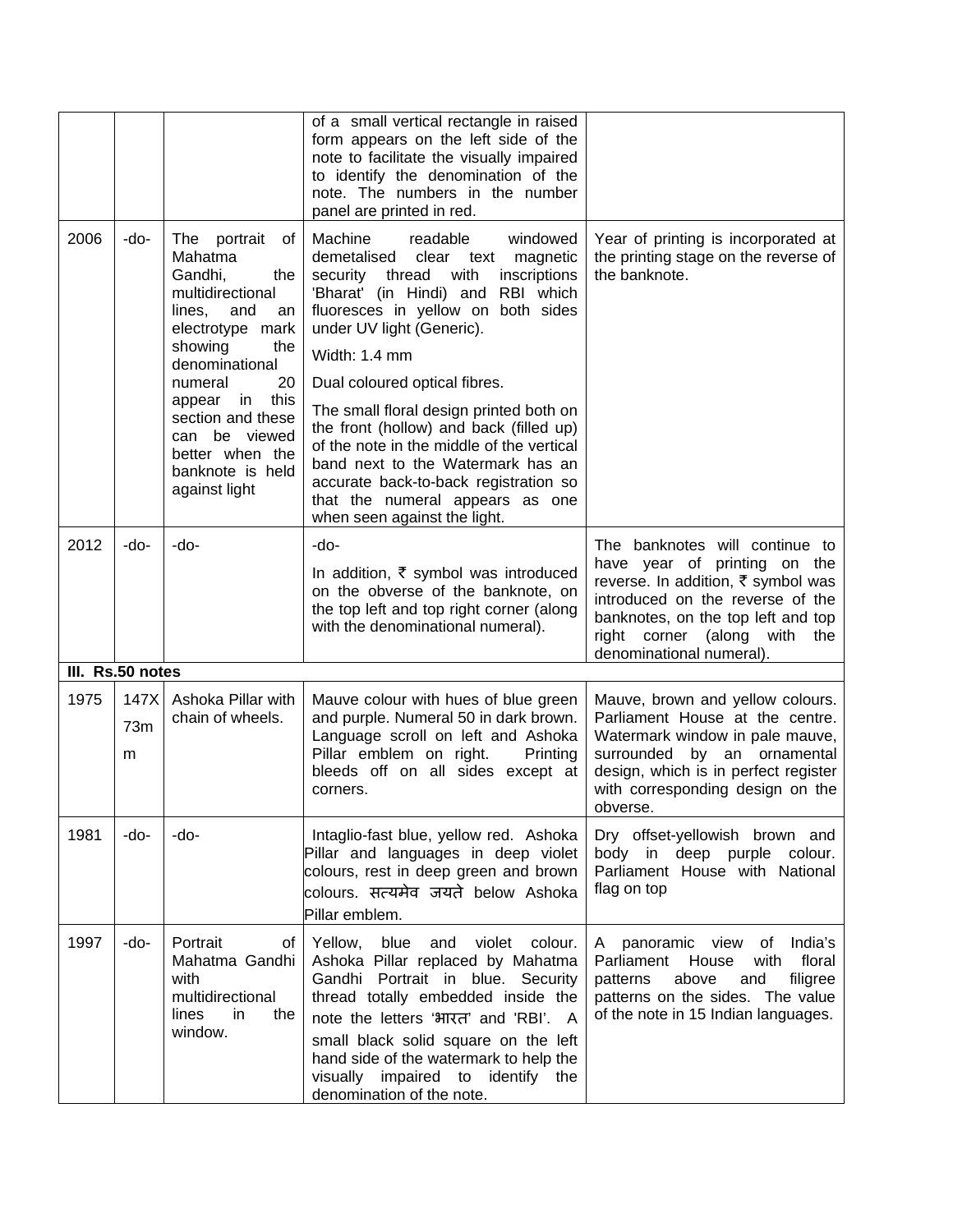| | | | | |
|---|---|---|---|---|
| | | | of a small vertical rectangle in raised form appears on the left side of the note to facilitate the visually impaired to identify the denomination of the note. The numbers in the number panel are printed in red. | |
| 2006 | -do- | The portrait of Mahatma Gandhi, the multidirectional lines, and an electrotype mark showing the denominational numeral 20 appear in this section and these can be viewed better when the banknote is held against light | Machine readable windowed demetalised clear text magnetic security thread with inscriptions 'Bharat' (in Hindi) and RBI which fluoresces in yellow on both sides under UV light (Generic).<br>Width: 1.4 mm<br>Dual coloured optical fibres.<br>The small floral design printed both on the front (hollow) and back (filled up) of the note in the middle of the vertical band next to the Watermark has an accurate back-to-back registration so that the numeral appears as one when seen against the light. | Year of printing is incorporated at the printing stage on the reverse of the banknote. |
| 2012 | -do- | -do- | -do-<br>In addition, ₹ symbol was introduced on the obverse of the banknote, on the top left and top right corner (along with the denominational numeral). | The banknotes will continue to have year of printing on the reverse. In addition, ₹ symbol was introduced on the reverse of the banknotes, on the top left and top right corner (along with the denominational numeral). |
| **III. Rs.50 notes** | | | | |
| 1975 | 147X73mm | Ashoka Pillar with chain of wheels. | Mauve colour with hues of blue green and purple. Numeral 50 in dark brown. Language scroll on left and Ashoka Pillar emblem on right. Printing bleeds off on all sides except at corners. | Mauve, brown and yellow colours. Parliament House at the centre. Watermark window in pale mauve, surrounded by an ornamental design, which is in perfect register with corresponding design on the obverse. |
| 1981 | -do- | -do- | Intaglio-fast blue, yellow red. Ashoka Pillar and languages in deep violet colours, rest in deep green and brown colours. सत्यमेव जयते below Ashoka Pillar emblem. | Dry offset-yellowish brown and body in deep purple colour. Parliament House with National flag on top |
| 1997 | -do- | Portrait of Mahatma Gandhi with multidirectional lines in the window. | Yellow, blue and violet colour. Ashoka Pillar replaced by Mahatma Gandhi Portrait in blue. Security thread totally embedded inside the note the letters 'भारत' and 'RBI'. A small black solid square on the left hand side of the watermark to help the visually impaired to identify the denomination of the note. | A panoramic view of India's Parliament House with floral patterns above and filigree patterns on the sides. The value of the note in 15 Indian languages. |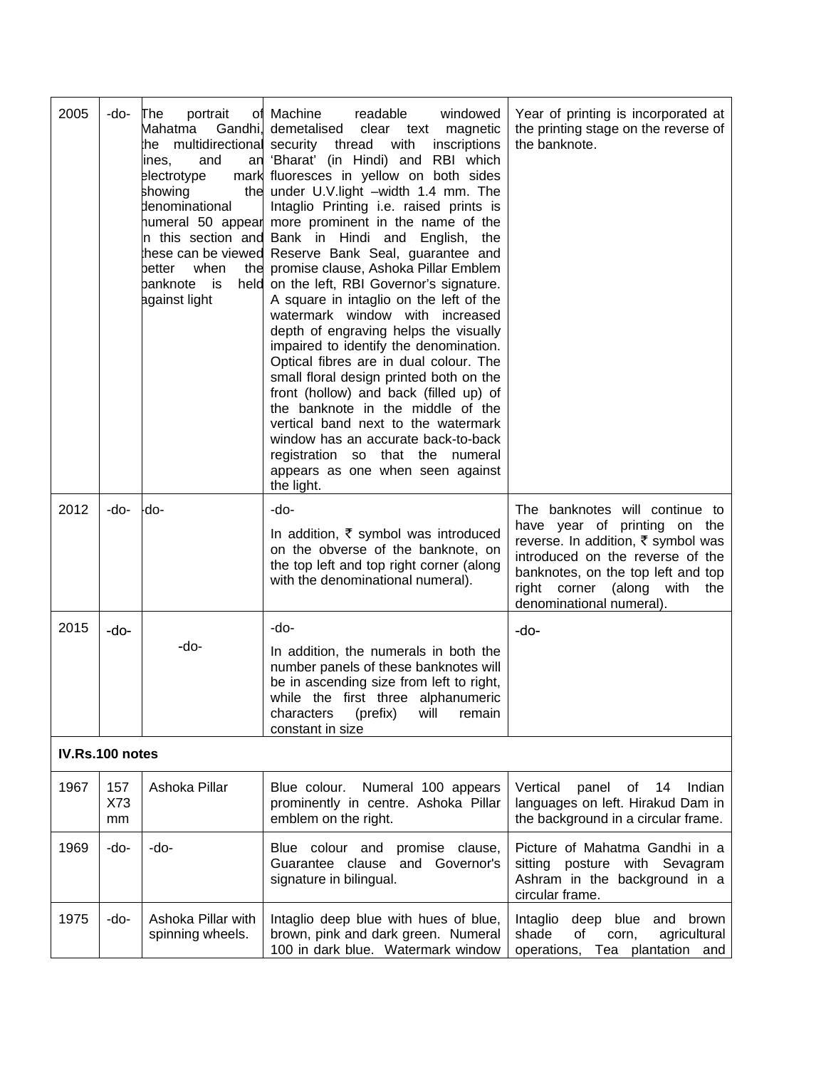| | | | | |
|---|---|---|---|---|
| 2005 | -do- | The portrait of Mahatma Gandhi, the multidirectional lines, and an electrotype mark showing the denominational numeral 50 appear in this section and these can be viewed better when the banknote is held against light | Machine readable windowed demetalised clear text magnetic security thread with inscriptions 'Bharat' (in Hindi) and RBI which fluoresces in yellow on both sides under U.V.light –width 1.4 mm. The Intaglio Printing i.e. raised prints is more prominent in the name of the Bank in Hindi and English, the Reserve Bank Seal, guarantee and promise clause, Ashoka Pillar Emblem on the left, RBI Governor's signature. A square in intaglio on the left of the watermark window with increased depth of engraving helps the visually impaired to identify the denomination. Optical fibres are in dual colour. The small floral design printed both on the front (hollow) and back (filled up) of the banknote in the middle of the vertical band next to the watermark window has an accurate back-to-back registration so that the numeral appears as one when seen against the light. | Year of printing is incorporated at the printing stage on the reverse of the banknote. |
| 2012 | -do- | -do- | -do-<br>In addition, ₹ symbol was introduced on the obverse of the banknote, on the top left and top right corner (along with the denominational numeral). | The banknotes will continue to have year of printing on the reverse. In addition, ₹ symbol was introduced on the reverse of the banknotes, on the top left and top right corner (along with the denominational numeral). |
| 2015 | -do- | -do- | -do-<br>In addition, the numerals in both the number panels of these banknotes will be in ascending size from left to right, while the first three alphanumeric characters (prefix) will remain constant in size | -do- |
| **IV.Rs.100 notes** | | | | |
| 1967 | 157 X73 mm | Ashoka Pillar | Blue colour. Numeral 100 appears prominently in centre. Ashoka Pillar emblem on the right. | Vertical panel of 14 Indian languages on left. Hirakud Dam in the background in a circular frame. |
| 1969 | -do- | -do- | Blue colour and promise clause, Guarantee clause and Governor's signature in bilingual. | Picture of Mahatma Gandhi in a sitting posture with Sevagram Ashram in the background in a circular frame. |
| 1975 | -do- | Ashoka Pillar with spinning wheels. | Intaglio deep blue with hues of blue, brown, pink and dark green. Numeral 100 in dark blue. Watermark window | Intaglio deep blue and brown shade of corn, agricultural operations, Tea plantation and |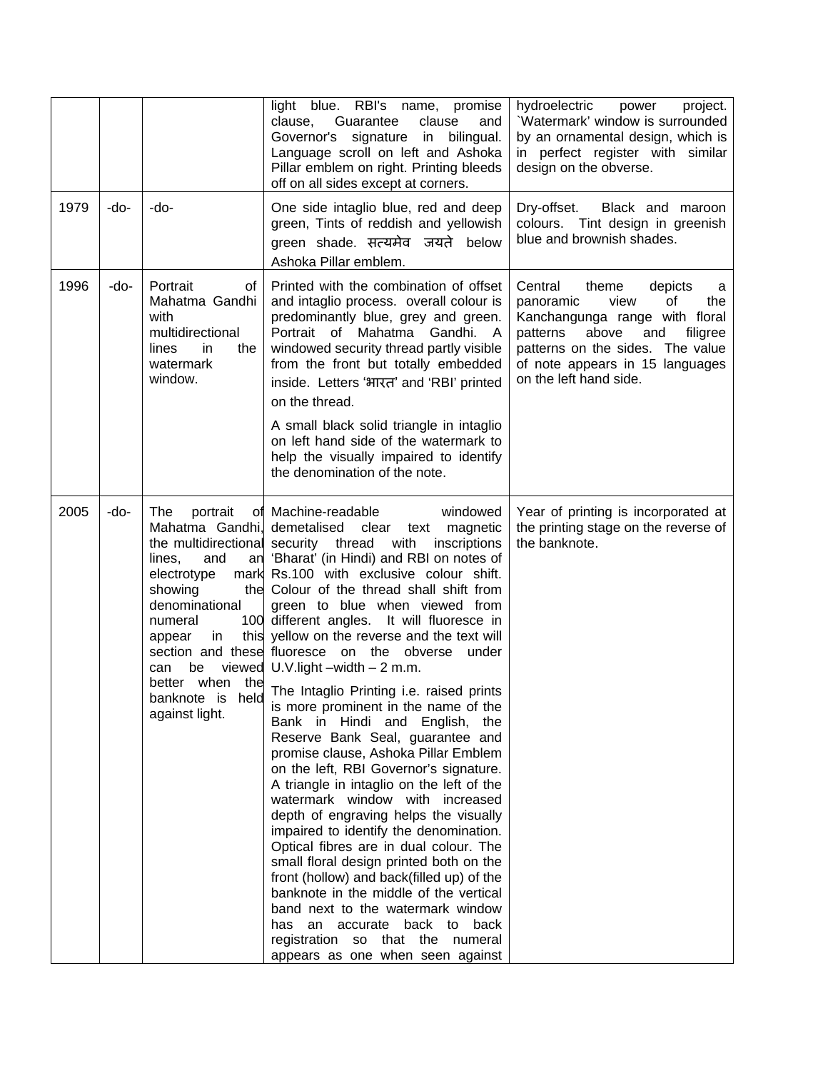| | | | light blue. RBI's name, promise clause, Guarantee clause and Governor's signature in bilingual. Language scroll on left and Ashoka Pillar emblem on right. Printing bleeds off on all sides except at corners. | hydroelectric power project. `Watermark' window is surrounded by an ornamental design, which is in perfect register with similar design on the obverse. |
|---|---|---|---|---|
| 1979 | -do- | -do- | One side intaglio blue, red and deep green, Tints of reddish and yellowish green shade. सत्यमेव जयते below Ashoka Pillar emblem. | Dry-offset. Black and maroon colours. Tint design in greenish blue and brownish shades. |
| 1996 | -do- | Portrait of Mahatma Gandhi with multidirectional lines in the watermark window. | Printed with the combination of offset and intaglio process. overall colour is predominantly blue, grey and green. Portrait of Mahatma Gandhi. A windowed security thread partly visible from the front but totally embedded inside. Letters 'भारत' and 'RBI' printed on the thread.<br><br>A small black solid triangle in intaglio on left hand side of the watermark to help the visually impaired to identify the denomination of the note. | Central theme depicts a panoramic view of the Kanchangunga range with floral patterns above and filigree patterns on the sides. The value of note appears in 15 languages on the left hand side. |
| 2005 | -do- | The portrait of Mahatma Gandhi, the multidirectional lines, and an electrotype mark showing the denominational numeral 100 appear in this section and these can be viewed better when the banknote is held against light. | Machine-readable windowed demetalised clear text magnetic security thread with inscriptions 'Bharat' (in Hindi) and RBI on notes of Rs.100 with exclusive colour shift. Colour of the thread shall shift from green to blue when viewed from different angles. It will fluoresce in yellow on the reverse and the text will fluoresce on the obverse under U.V.light –width – 2 m.m.<br><br>The Intaglio Printing i.e. raised prints is more prominent in the name of the Bank in Hindi and English, the Reserve Bank Seal, guarantee and promise clause, Ashoka Pillar Emblem on the left, RBI Governor's signature. A triangle in intaglio on the left of the watermark window with increased depth of engraving helps the visually impaired to identify the denomination. Optical fibres are in dual colour. The small floral design printed both on the front (hollow) and back(filled up) of the banknote in the middle of the vertical band next to the watermark window has an accurate back to back registration so that the numeral appears as one when seen against | Year of printing is incorporated at the printing stage on the reverse of the banknote. |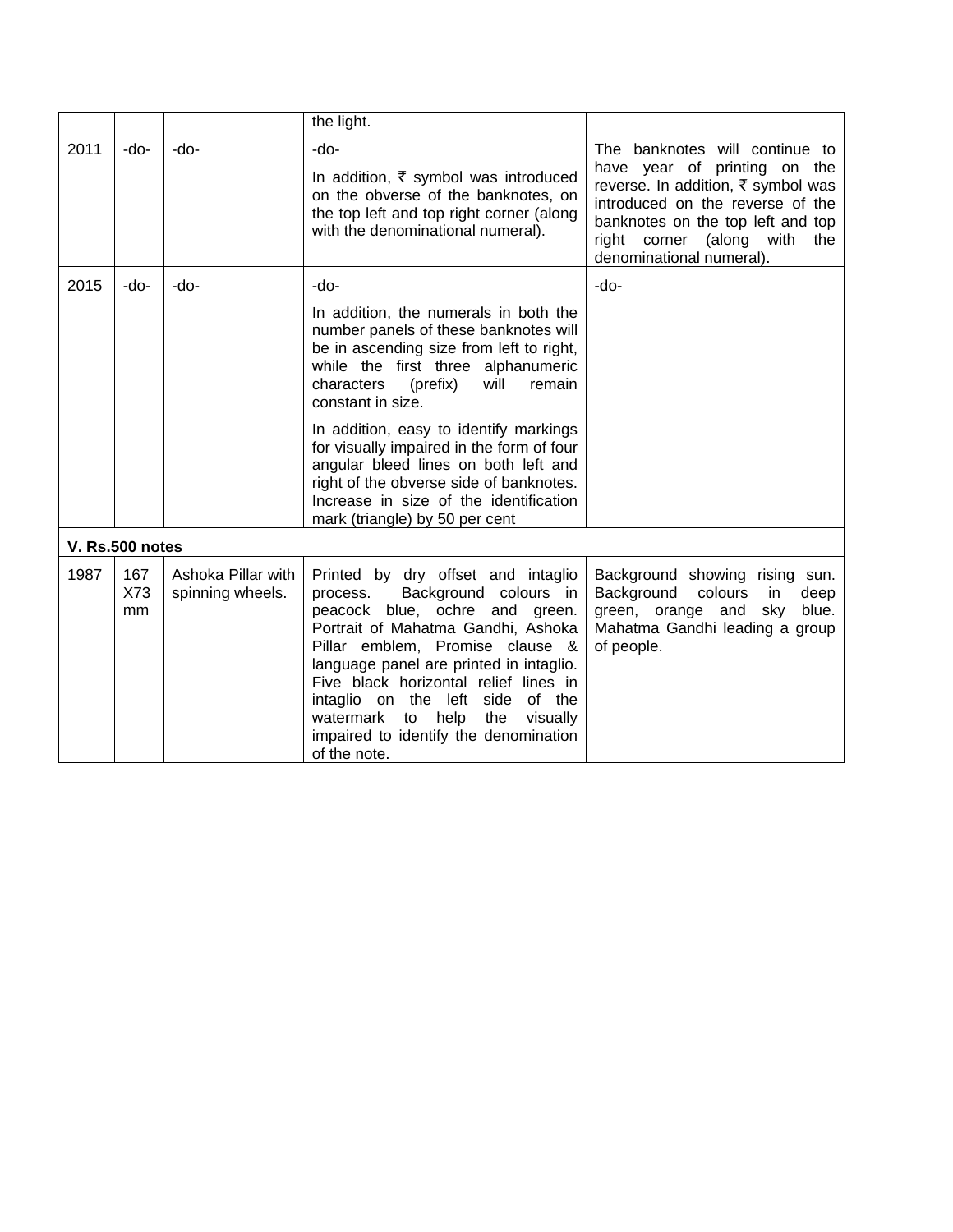| | | | | |
|---|---|---|---|---|
| | | | the light. | |
| 2011 | -do- | -do- | -do-<br><br>In addition, ₹ symbol was introduced on the obverse of the banknotes, on the top left and top right corner (along with the denominational numeral). | The banknotes will continue to have year of printing on the reverse. In addition, ₹ symbol was introduced on the reverse of the banknotes on the top left and top right corner (along with the denominational numeral). |
| 2015 | -do- | -do- | -do-<br><br>In addition, the numerals in both the number panels of these banknotes will be in ascending size from left to right, while the first three alphanumeric characters (prefix) will remain constant in size.<br><br>In addition, easy to identify markings for visually impaired in the form of four angular bleed lines on both left and right of the obverse side of banknotes. Increase in size of the identification mark (triangle) by 50 per cent | -do- |
| **V. Rs.500 notes** | | | | |
| 1987 | 167 X73 mm | Ashoka Pillar with spinning wheels. | Printed by dry offset and intaglio process. Background colours in peacock blue, ochre and green. Portrait of Mahatma Gandhi, Ashoka Pillar emblem, Promise clause & language panel are printed in intaglio. Five black horizontal relief lines in intaglio on the left side of the watermark to help the visually impaired to identify the denomination of the note. | Background showing rising sun. Background colours in deep green, orange and sky blue. Mahatma Gandhi leading a group of people. |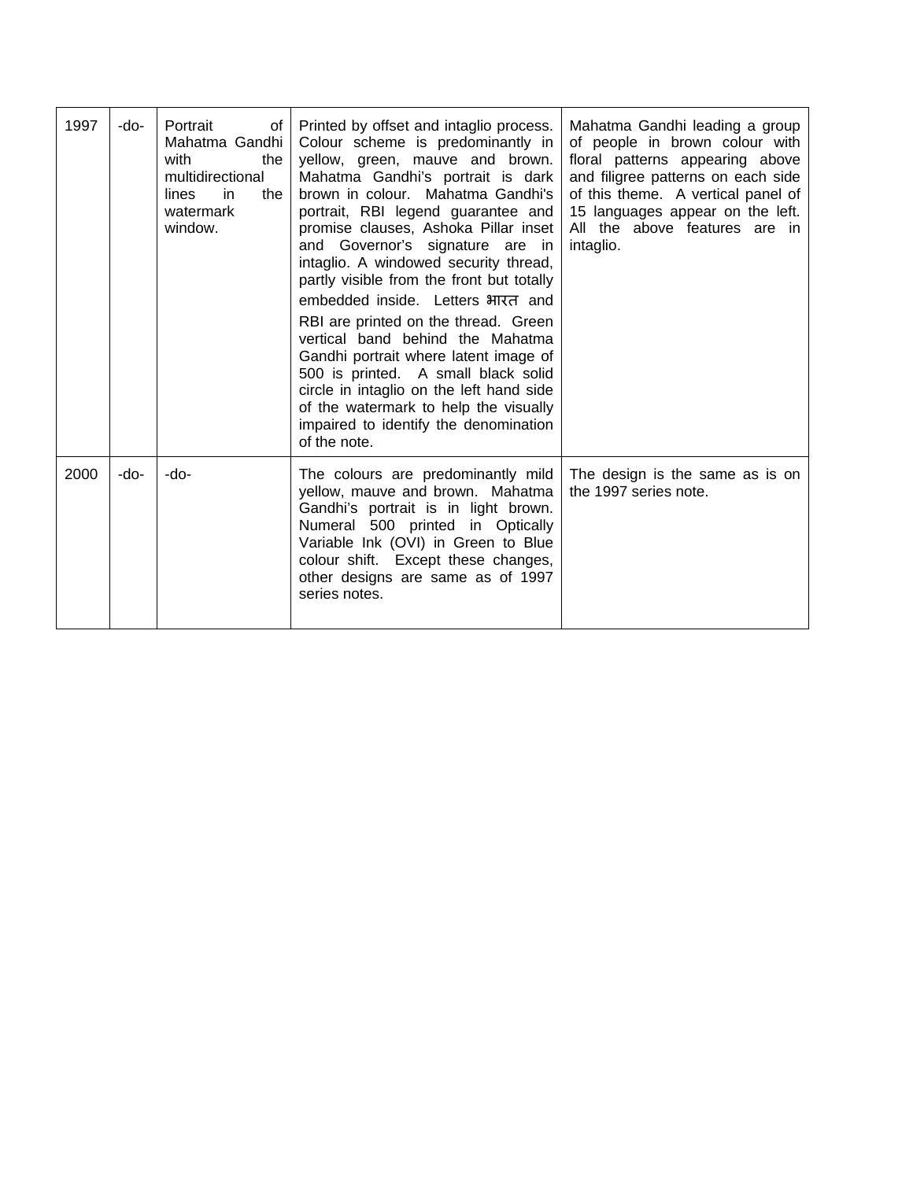| | | | | |
|---|---|---|---|---|
| 1997 | -do- | Portrait of Mahatma Gandhi with the multidirectional lines in the watermark window. | Printed by offset and intaglio process. Colour scheme is predominantly in yellow, green, mauve and brown. Mahatma Gandhi's portrait is dark brown in colour. Mahatma Gandhi's portrait, RBI legend guarantee and promise clauses, Ashoka Pillar inset and Governor's signature are in intaglio. A windowed security thread, partly visible from the front but totally embedded inside. Letters भारत and RBI are printed on the thread. Green vertical band behind the Mahatma Gandhi portrait where latent image of 500 is printed. A small black solid circle in intaglio on the left hand side of the watermark to help the visually impaired to identify the denomination of the note. | Mahatma Gandhi leading a group of people in brown colour with floral patterns appearing above and filigree patterns on each side of this theme. A vertical panel of 15 languages appear on the left. All the above features are in intaglio. |
| 2000 | -do- | -do- | The colours are predominantly mild yellow, mauve and brown. Mahatma Gandhi's portrait is in light brown. Numeral 500 printed in Optically Variable Ink (OVI) in Green to Blue colour shift. Except these changes, other designs are same as of 1997 series notes. | The design is the same as is on the 1997 series note. |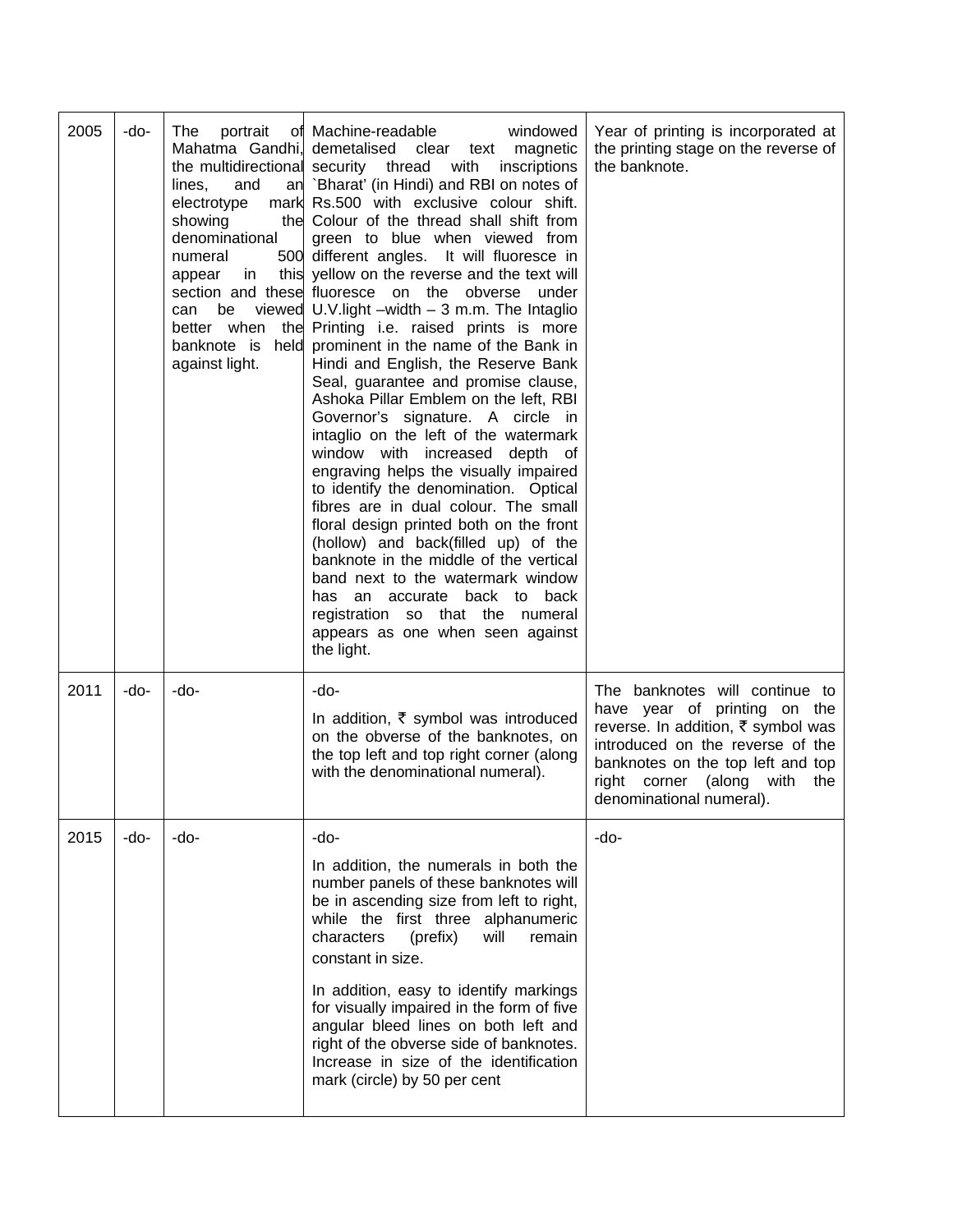| 2005 | -do- | The portrait of Mahatma Gandhi, the multidirectional lines, and an electrotype mark showing the denominational numeral 500 appear in this section and these can be viewed better when the banknote is held against light. | Machine-readable windowed demetalised clear text magnetic security thread with inscriptions `Bharat' (in Hindi) and RBI on notes of Rs.500 with exclusive colour shift. Colour of the thread shall shift from green to blue when viewed from different angles. It will fluoresce in yellow on the reverse and the text will fluoresce on the obverse under U.V.light –width – 3 m.m. The Intaglio Printing i.e. raised prints is more prominent in the name of the Bank in Hindi and English, the Reserve Bank Seal, guarantee and promise clause, Ashoka Pillar Emblem on the left, RBI Governor's signature. A circle in intaglio on the left of the watermark window with increased depth of engraving helps the visually impaired to identify the denomination. Optical fibres are in dual colour. The small floral design printed both on the front (hollow) and back(filled up) of the banknote in the middle of the vertical band next to the watermark window has an accurate back to back registration so that the numeral appears as one when seen against the light. | Year of printing is incorporated at the printing stage on the reverse of the banknote. |
|---|---|---|---|---|
| 2011 | -do- | -do- | -do-<br>In addition, ₹ symbol was introduced on the obverse of the banknotes, on the top left and top right corner (along with the denominational numeral). | The banknotes will continue to have year of printing on the reverse. In addition, ₹ symbol was introduced on the reverse of the banknotes on the top left and top right corner (along with the denominational numeral). |
| 2015 | -do- | -do- | -do-<br>In addition, the numerals in both the number panels of these banknotes will be in ascending size from left to right, while the first three alphanumeric characters (prefix) will remain constant in size.<br>In addition, easy to identify markings for visually impaired in the form of five angular bleed lines on both left and right of the obverse side of banknotes. Increase in size of the identification mark (circle) by 50 per cent | -do- |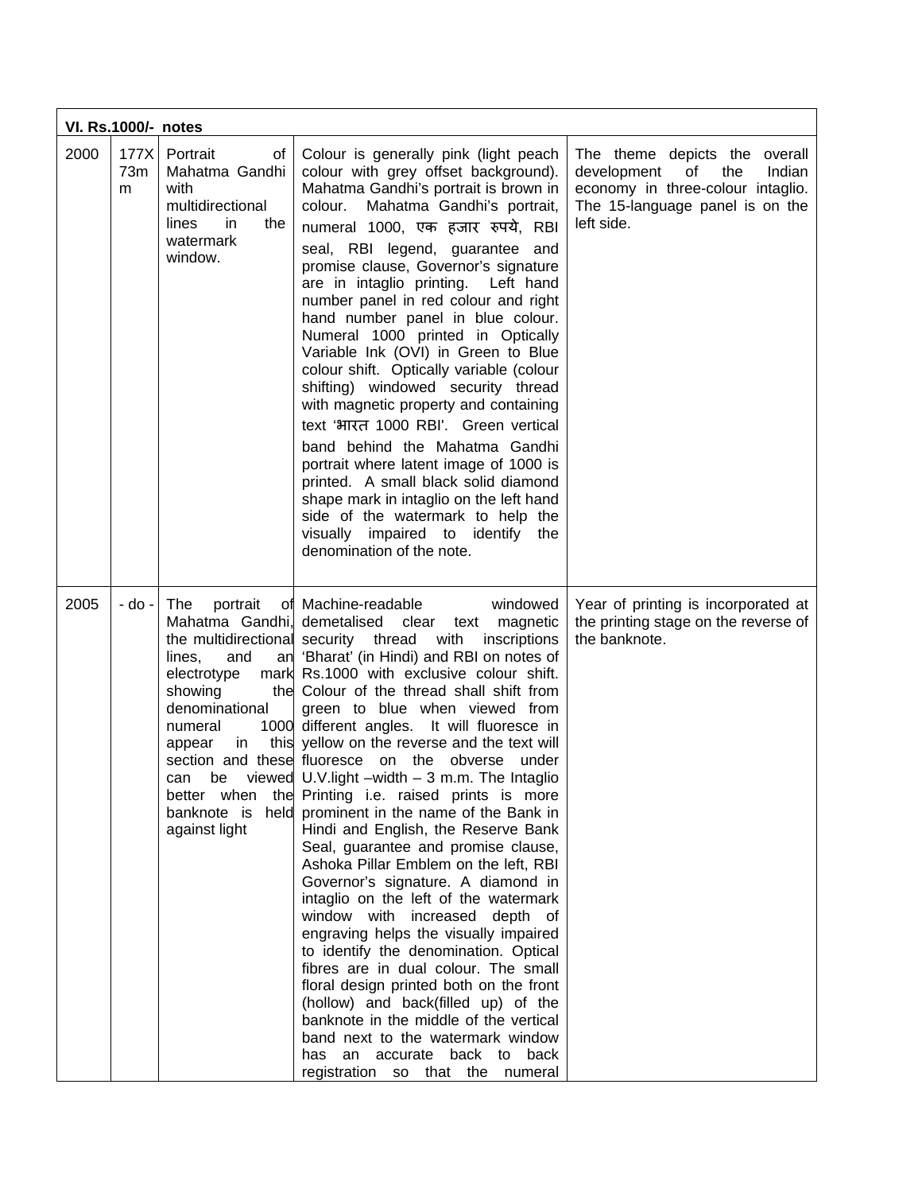| VI. Rs.1000/- notes | | | | |
|---|---|---|---|---|
| 2000 | 177X73mm | Portrait of Mahatma Gandhi with multidirectional lines in the watermark window. | Colour is generally pink (light peach colour with grey offset background). Mahatma Gandhi's portrait is brown in colour. Mahatma Gandhi's portrait, numeral 1000, एक हजार रुपये, RBI seal, RBI legend, guarantee and promise clause, Governor's signature are in intaglio printing. Left hand number panel in red colour and right hand number panel in blue colour. Numeral 1000 printed in Optically Variable Ink (OVI) in Green to Blue colour shift. Optically variable (colour shifting) windowed security thread with magnetic property and containing text 'भारत 1000 RBI'. Green vertical band behind the Mahatma Gandhi portrait where latent image of 1000 is printed. A small black solid diamond shape mark in intaglio on the left hand side of the watermark to help the visually impaired to identify the denomination of the note. | The theme depicts the overall development of the Indian economy in three-colour intaglio. The 15-language panel is on the left side. |
| 2005 | - do - | The portrait of Mahatma Gandhi, the multidirectional lines, and an electrotype mark showing the denominational numeral 1000 appear in this section and these can be viewed better when the banknote is held against light | Machine-readable windowed demetalised clear text magnetic security thread with inscriptions 'Bharat' (in Hindi) and RBI on notes of Rs.1000 with exclusive colour shift. Colour of the thread shall shift from green to blue when viewed from different angles. It will fluoresce in yellow on the reverse and the text will fluoresce on the obverse under U.V.light –width – 3 m.m. The Intaglio Printing i.e. raised prints is more prominent in the name of the Bank in Hindi and English, the Reserve Bank Seal, guarantee and promise clause, Ashoka Pillar Emblem on the left, RBI Governor's signature. A diamond in intaglio on the left of the watermark window with increased depth of engraving helps the visually impaired to identify the denomination. Optical fibres are in dual colour. The small floral design printed both on the front (hollow) and back(filled up) of the banknote in the middle of the vertical band next to the watermark window has an accurate back to back registration so that the numeral | Year of printing is incorporated at the printing stage on the reverse of the banknote. |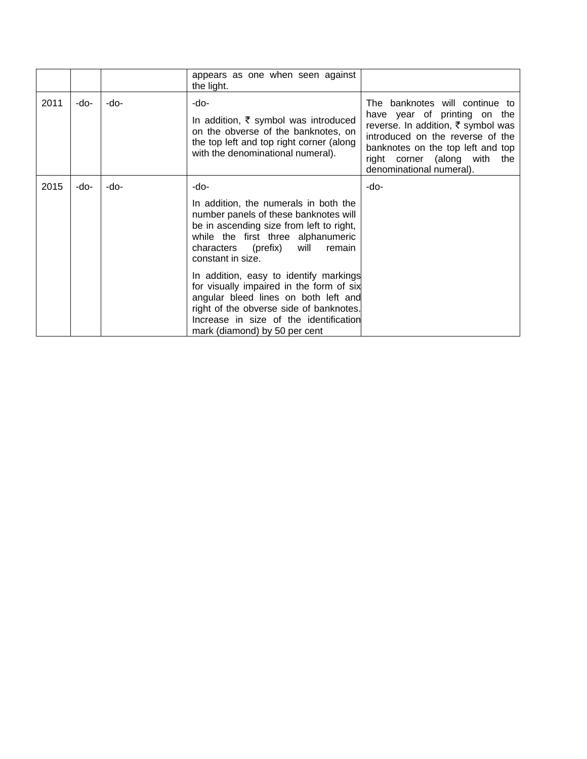| | | | | |
|---|---|---|---|---|
| | | | appears as one when seen against the light. | |
| 2011 | -do- | -do- | -do-<br>In addition, ₹ symbol was introduced on the obverse of the banknotes, on the top left and top right corner (along with the denominational numeral). | The banknotes will continue to have year of printing on the reverse. In addition, ₹ symbol was introduced on the reverse of the banknotes on the top left and top right corner (along with the denominational numeral). |
| 2015 | -do- | -do- | -do-<br>In addition, the numerals in both the number panels of these banknotes will be in ascending size from left to right, while the first three alphanumeric characters (prefix) will remain constant in size.<br>In addition, easy to identify markings for visually impaired in the form of six angular bleed lines on both left and right of the obverse side of banknotes. Increase in size of the identification mark (diamond) by 50 per cent | -do- |